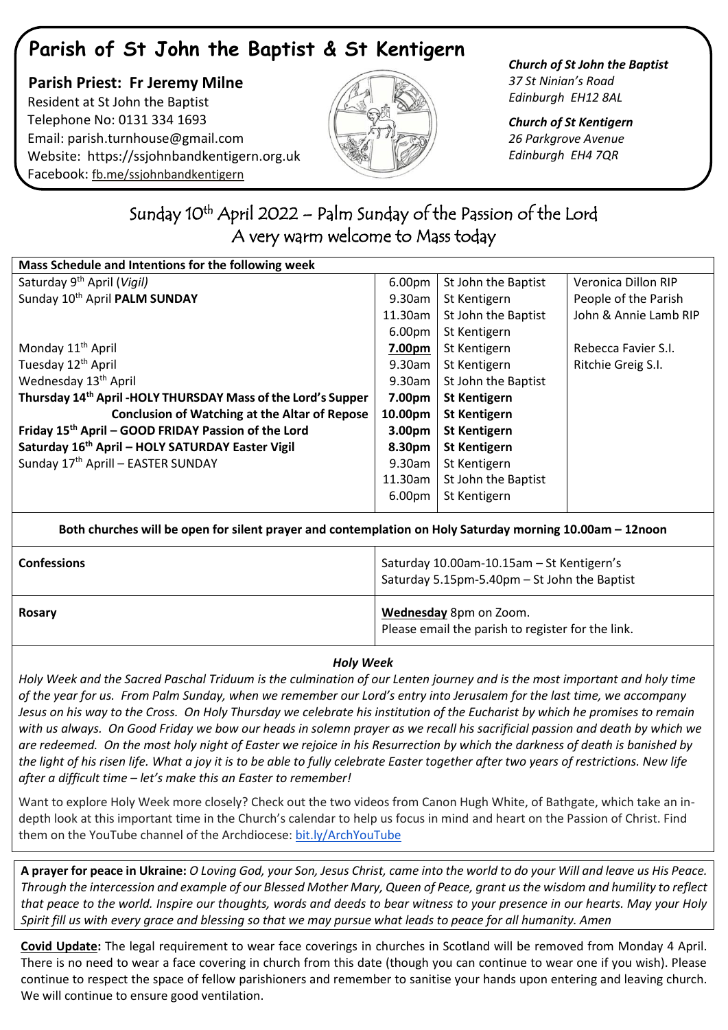# Parish of St John the Baptist & St Kentigern

**Parish Priest: Fr Jeremy Milne**
Resident at St John the Baptist
Telephone No: 0131 334 1693
Email: parish.turnhouse@gmail.com
Website: https://ssjohnbandkentigern.org.uk
Facebook: fb.me/ssjohnbandkentigern

***Church of St John the Baptist***
*37 St Ninian's Road*
*Edinburgh EH12 8AL*

***Church of St Kentigern***
*26 Parkgrove Avenue*
*Edinburgh EH4 7QR*

## Sunday 10th April 2022 – Palm Sunday of the Passion of the Lord
## A very warm welcome to Mass today

| **Mass Schedule and Intentions for the following week** | | | |
|---|---|---|---|
| Saturday 9th April (*Vigil*) | 6.00pm | St John the Baptist | Veronica Dillon RIP |
| Sunday 10th April **PALM SUNDAY** | 9.30am | St Kentigern | People of the Parish |
| | 11.30am | St John the Baptist | John & Annie Lamb RIP |
| | 6.00pm | St Kentigern | |
| Monday 11th April | **7.00pm** | St Kentigern | Rebecca Favier S.I. |
| Tuesday 12th April | 9.30am | St Kentigern | Ritchie Greig S.I. |
| Wednesday 13th April | 9.30am | St John the Baptist | |
| **Thursday 14th April -HOLY THURSDAY Mass of the Lord's Supper** | **7.00pm** | **St Kentigern** | |
| **Conclusion of Watching at the Altar of Repose** | **10.00pm** | **St Kentigern** | |
| **Friday 15th April – GOOD FRIDAY Passion of the Lord** | **3.00pm** | **St Kentigern** | |
| **Saturday 16th April – HOLY SATURDAY Easter Vigil** | **8.30pm** | **St Kentigern** | |
| Sunday 17th Aprill – EASTER SUNDAY | 9.30am | St Kentigern | |
| | 11.30am | St John the Baptist | |
| | 6.00pm | St Kentigern | |

**Both churches will be open for silent prayer and contemplation on Holy Saturday morning 10.00am – 12noon**

| | |
|---|---|
| **Confessions** | Saturday 10.00am-10.15am – St Kentigern's<br>Saturday 5.15pm-5.40pm – St John the Baptist |
| **Rosary** | Wednesday 8pm on Zoom.<br>Please email the parish to register for the link. |

***Holy Week***

*Holy Week and the Sacred Paschal Triduum is the culmination of our Lenten journey and is the most important and holy time of the year for us. From Palm Sunday, when we remember our Lord's entry into Jerusalem for the last time, we accompany Jesus on his way to the Cross. On Holy Thursday we celebrate his institution of the Eucharist by which he promises to remain with us always. On Good Friday we bow our heads in solemn prayer as we recall his sacrificial passion and death by which we are redeemed. On the most holy night of Easter we rejoice in his Resurrection by which the darkness of death is banished by the light of his risen life. What a joy it is to be able to fully celebrate Easter together after two years of restrictions. New life after a difficult time – let's make this an Easter to remember!*

Want to explore Holy Week more closely? Check out the two videos from Canon Hugh White, of Bathgate, which take an in-depth look at this important time in the Church's calendar to help us focus in mind and heart on the Passion of Christ. Find them on the YouTube channel of the Archdiocese: bit.ly/ArchYouTube

**A prayer for peace in Ukraine:** *O Loving God, your Son, Jesus Christ, came into the world to do your Will and leave us His Peace. Through the intercession and example of our Blessed Mother Mary, Queen of Peace, grant us the wisdom and humility to reflect that peace to the world. Inspire our thoughts, words and deeds to bear witness to your presence in our hearts. May your Holy Spirit fill us with every grace and blessing so that we may pursue what leads to peace for all humanity. Amen*

**Covid Update:** The legal requirement to wear face coverings in churches in Scotland will be removed from Monday 4 April. There is no need to wear a face covering in church from this date (though you can continue to wear one if you wish). Please continue to respect the space of fellow parishioners and remember to sanitise your hands upon entering and leaving church. We will continue to ensure good ventilation.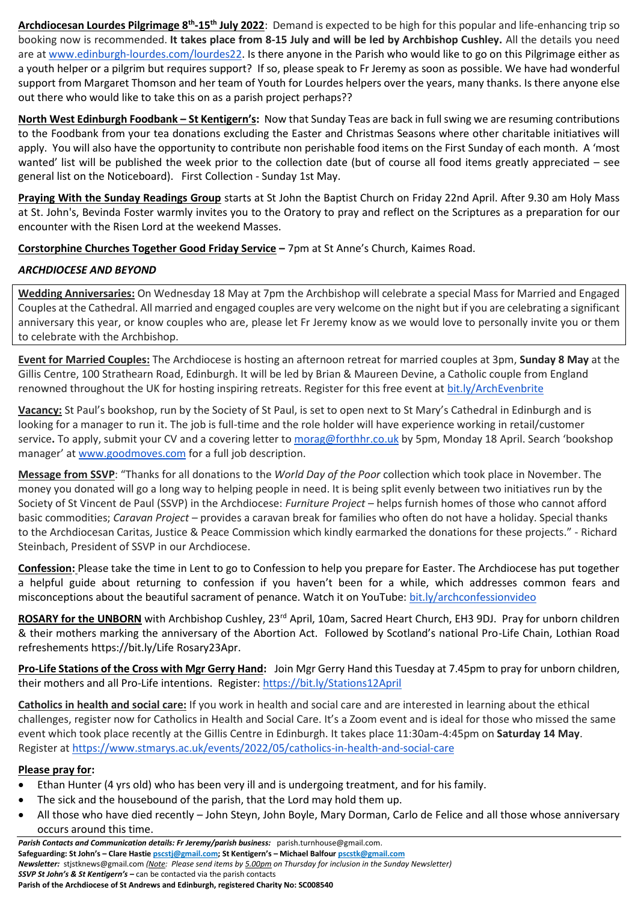**<u>Archdiocesan Lourdes Pilgrimage 8th-15th July 2022</u>**: Demand is expected to be high for this popular and life-enhancing trip so booking now is recommended. **It takes place from 8-15 July and will be led by Archbishop Cushley.** All the details you need are at www.edinburgh-lourdes.com/lourdes22. Is there anyone in the Parish who would like to go on this Pilgrimage either as a youth helper or a pilgrim but requires support? If so, please speak to Fr Jeremy as soon as possible. We have had wonderful support from Margaret Thomson and her team of Youth for Lourdes helpers over the years, many thanks. Is there anyone else out there who would like to take this on as a parish project perhaps??

**<u>North West Edinburgh Foodbank – St Kentigern's</u>:** Now that Sunday Teas are back in full swing we are resuming contributions to the Foodbank from your tea donations excluding the Easter and Christmas Seasons where other charitable initiatives will apply. You will also have the opportunity to contribute non perishable food items on the First Sunday of each month. A 'most wanted' list will be published the week prior to the collection date (but of course all food items greatly appreciated – see general list on the Noticeboard). First Collection - Sunday 1st May.

**<u>Praying With the Sunday Readings Group</u>** starts at St John the Baptist Church on Friday 22nd April. After 9.30 am Holy Mass at St. John's, Bevinda Foster warmly invites you to the Oratory to pray and reflect on the Scriptures as a preparation for our encounter with the Risen Lord at the weekend Masses.

**<u>Corstorphine Churches Together Good Friday Service</u> –** 7pm at St Anne's Church, Kaimes Road.

***ARCHDIOCESE AND BEYOND***

**<u>Wedding Anniversaries:</u>** On Wednesday 18 May at 7pm the Archbishop will celebrate a special Mass for Married and Engaged Couples at the Cathedral. All married and engaged couples are very welcome on the night but if you are celebrating a significant anniversary this year, or know couples who are, please let Fr Jeremy know as we would love to personally invite you or them to celebrate with the Archbishop.

**<u>Event for Married Couples:</u>** The Archdiocese is hosting an afternoon retreat for married couples at 3pm, **Sunday 8 May** at the Gillis Centre, 100 Strathearn Road, Edinburgh. It will be led by Brian & Maureen Devine, a Catholic couple from England renowned throughout the UK for hosting inspiring retreats. Register for this free event at bit.ly/ArchEvenbrite

**<u>Vacancy:</u>** St Paul's bookshop, run by the Society of St Paul, is set to open next to St Mary's Cathedral in Edinburgh and is looking for a manager to run it. The job is full-time and the role holder will have experience working in retail/customer service**.** To apply, submit your CV and a covering letter to morag@forthhr.co.uk by 5pm, Monday 18 April. Search 'bookshop manager' at www.goodmoves.com for a full job description.

**<u>Message from SSVP</u>**: "Thanks for all donations to the *World Day of the Poor* collection which took place in November. The money you donated will go a long way to helping people in need. It is being split evenly between two initiatives run by the Society of St Vincent de Paul (SSVP) in the Archdiocese: *Furniture Project* – helps furnish homes of those who cannot afford basic commodities; *Caravan Project* – provides a caravan break for families who often do not have a holiday. Special thanks to the Archdiocesan Caritas, Justice & Peace Commission which kindly earmarked the donations for these projects." - Richard Steinbach, President of SSVP in our Archdiocese.

**<u>Confession:</u>** Please take the time in Lent to go to Confession to help you prepare for Easter. The Archdiocese has put together a helpful guide about returning to confession if you haven't been for a while, which addresses common fears and misconceptions about the beautiful sacrament of penance. Watch it on YouTube: bit.ly/archconfessionvideo

**<u>ROSARY for the UNBORN</u>** with Archbishop Cushley, 23rd April, 10am, Sacred Heart Church, EH3 9DJ. Pray for unborn children & their mothers marking the anniversary of the Abortion Act. Followed by Scotland's national Pro-Life Chain, Lothian Road refreshements https://bit.ly/Life Rosary23Apr.

**<u>Pro-Life Stations of the Cross with Mgr Gerry Hand</u>:** Join Mgr Gerry Hand this Tuesday at 7.45pm to pray for unborn children, their mothers and all Pro-Life intentions. Register: https://bit.ly/Stations12April

**<u>Catholics in health and social care:</u>** If you work in health and social care and are interested in learning about the ethical challenges, register now for Catholics in Health and Social Care. It's a Zoom event and is ideal for those who missed the same event which took place recently at the Gillis Centre in Edinburgh. It takes place 11:30am-4:45pm on **Saturday 14 May**. Register at https://www.stmarys.ac.uk/events/2022/05/catholics-in-health-and-social-care

**<u>Please pray for</u>:**

- Ethan Hunter (4 yrs old) who has been very ill and is undergoing treatment, and for his family.
- The sick and the housebound of the parish, that the Lord may hold them up.
- All those who have died recently – John Steyn, John Boyle, Mary Dorman, Carlo de Felice and all those whose anniversary occurs around this time.

***Parish Contacts and Communication details: Fr Jeremy/parish business:*** parish.turnhouse@gmail.com.
**Safeguarding: St John's – Clare Hastie pscstj@gmail.com; St Kentigern's – Michael Balfour pscstk@gmail.com**
***Newsletter:*** stjstknews@gmail.com *(<u>Note</u>: Please send items by <u>5.00pm</u> on Thursday for inclusion in the Sunday Newsletter)*
***SSVP St John's & St Kentigern's –*** can be contacted via the parish contacts
**Parish of the Archdiocese of St Andrews and Edinburgh, registered Charity No: SC008540**